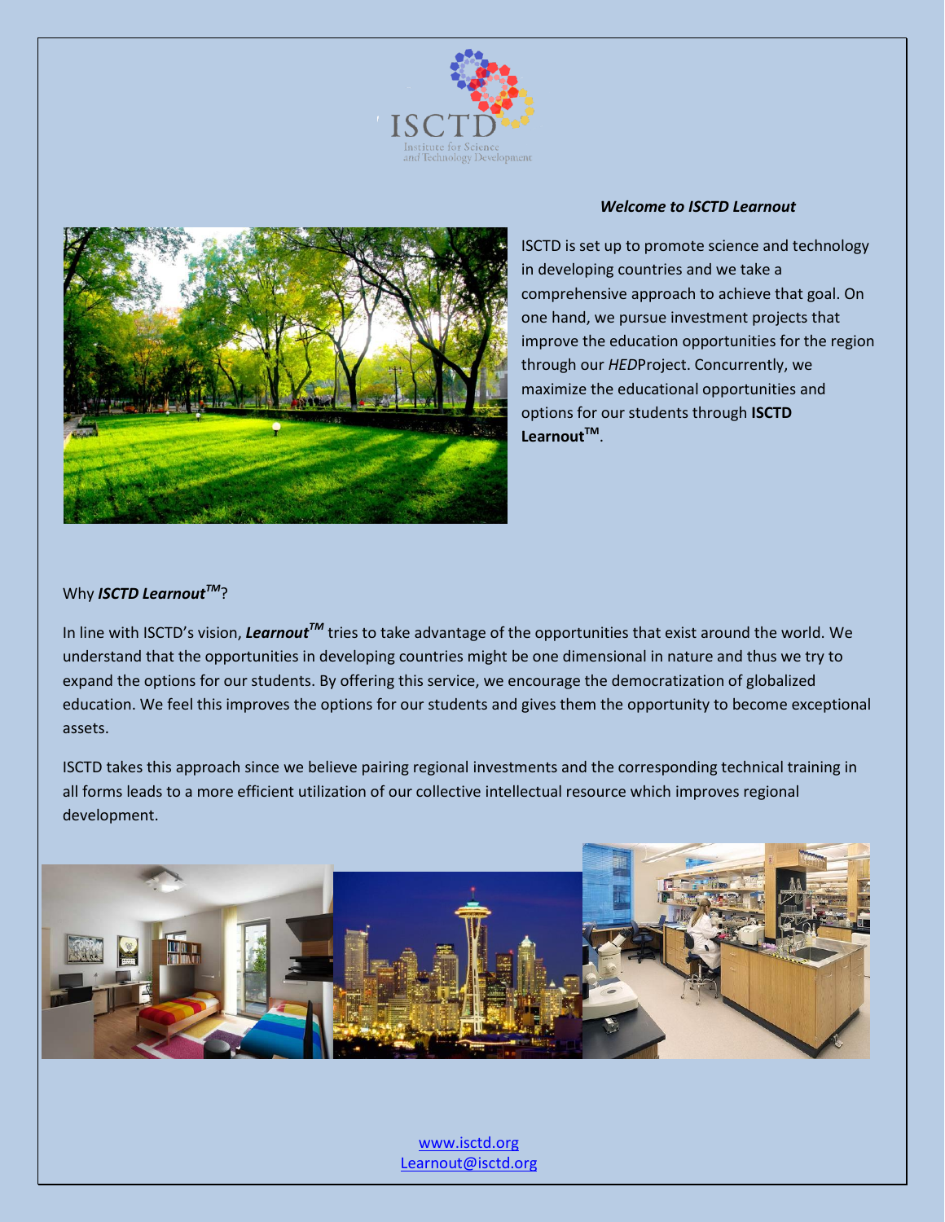ISCTD
Institute for Science and Technology Development

***Welcome to ISCTD Learnout***

ISCTD is set up to promote science and technology in developing countries and we take a comprehensive approach to achieve that goal. On one hand, we pursue investment projects that improve the education opportunities for the region through our *HED*Project. Concurrently, we maximize the educational opportunities and options for our students through **ISCTD Learnout™**.

## Why ***ISCTD Learnout™***?

In line with ISCTD's vision, ***Learnout™*** tries to take advantage of the opportunities that exist around the world. We understand that the opportunities in developing countries might be one dimensional in nature and thus we try to expand the options for our students. By offering this service, we encourage the democratization of globalized education. We feel this improves the options for our students and gives them the opportunity to become exceptional assets.

ISCTD takes this approach since we believe pairing regional investments and the corresponding technical training in all forms leads to a more efficient utilization of our collective intellectual resource which improves regional development.

www.isctd.org
Learnout@isctd.org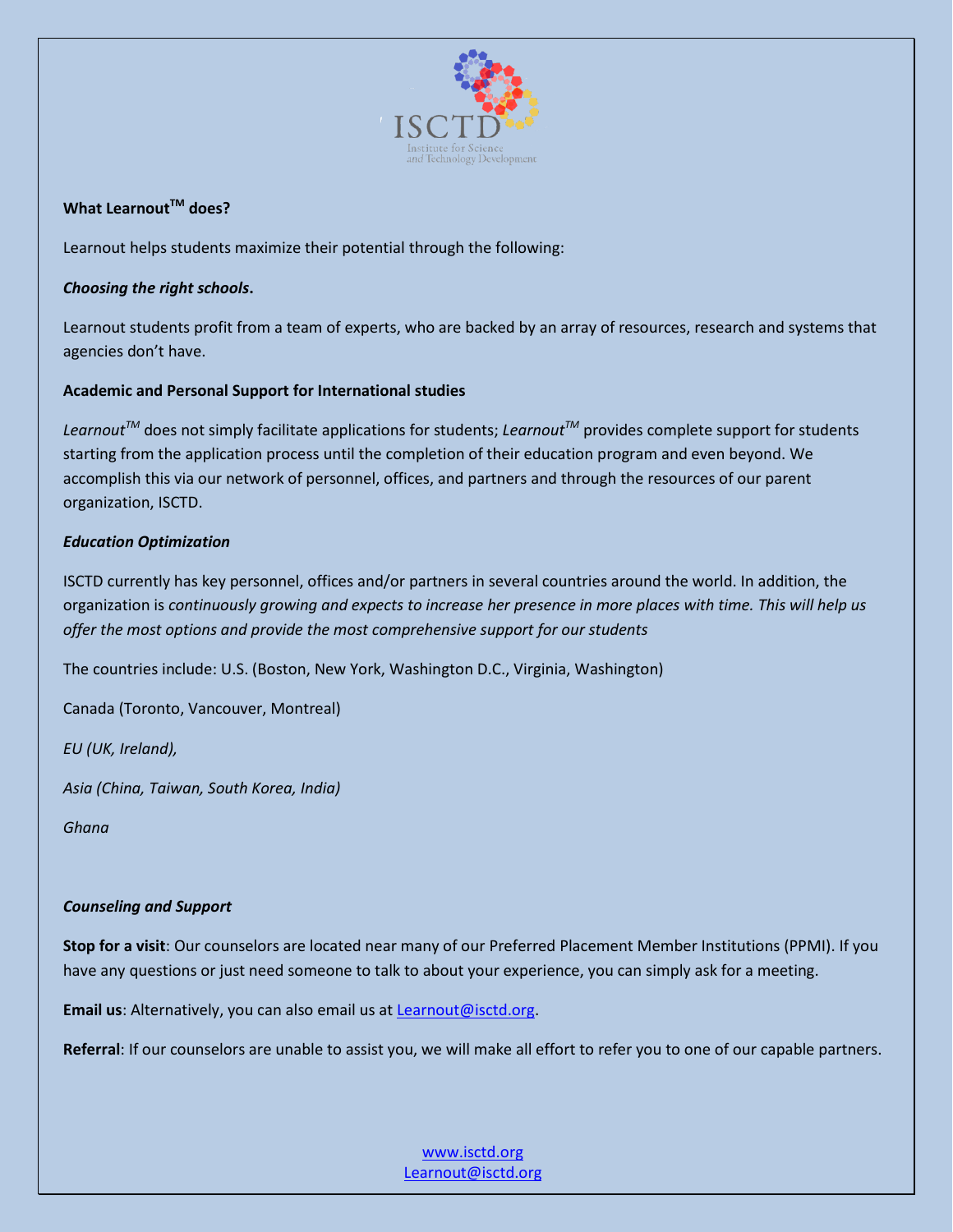ISCTD

Institute for Science and Technology Development

**What Learnout™ does?**

Learnout helps students maximize their potential through the following:

***Choosing the right schools*.**

Learnout students profit from a team of experts, who are backed by an array of resources, research and systems that agencies don't have.

**Academic and Personal Support for International studies**

*Learnout™* does not simply facilitate applications for students; *Learnout™* provides complete support for students starting from the application process until the completion of their education program and even beyond. We accomplish this via our network of personnel, offices, and partners and through the resources of our parent organization, ISCTD.

***Education Optimization***

ISCTD currently has key personnel, offices and/or partners in several countries around the world. In addition, the organization is *continuously growing and expects to increase her presence in more places with time. This will help us offer the most options and provide the most comprehensive support for our students*

The countries include: U.S. (Boston, New York, Washington D.C., Virginia, Washington)

Canada (Toronto, Vancouver, Montreal)

*EU (UK, Ireland),*

*Asia (China, Taiwan, South Korea, India)*

*Ghana*

***Counseling and Support***

**Stop for a visit**: Our counselors are located near many of our Preferred Placement Member Institutions (PPMI). If you have any questions or just need someone to talk to about your experience, you can simply ask for a meeting.

**Email us**: Alternatively, you can also email us at Learnout@isctd.org.

**Referral**: If our counselors are unable to assist you, we will make all effort to refer you to one of our capable partners.

www.isctd.org
Learnout@isctd.org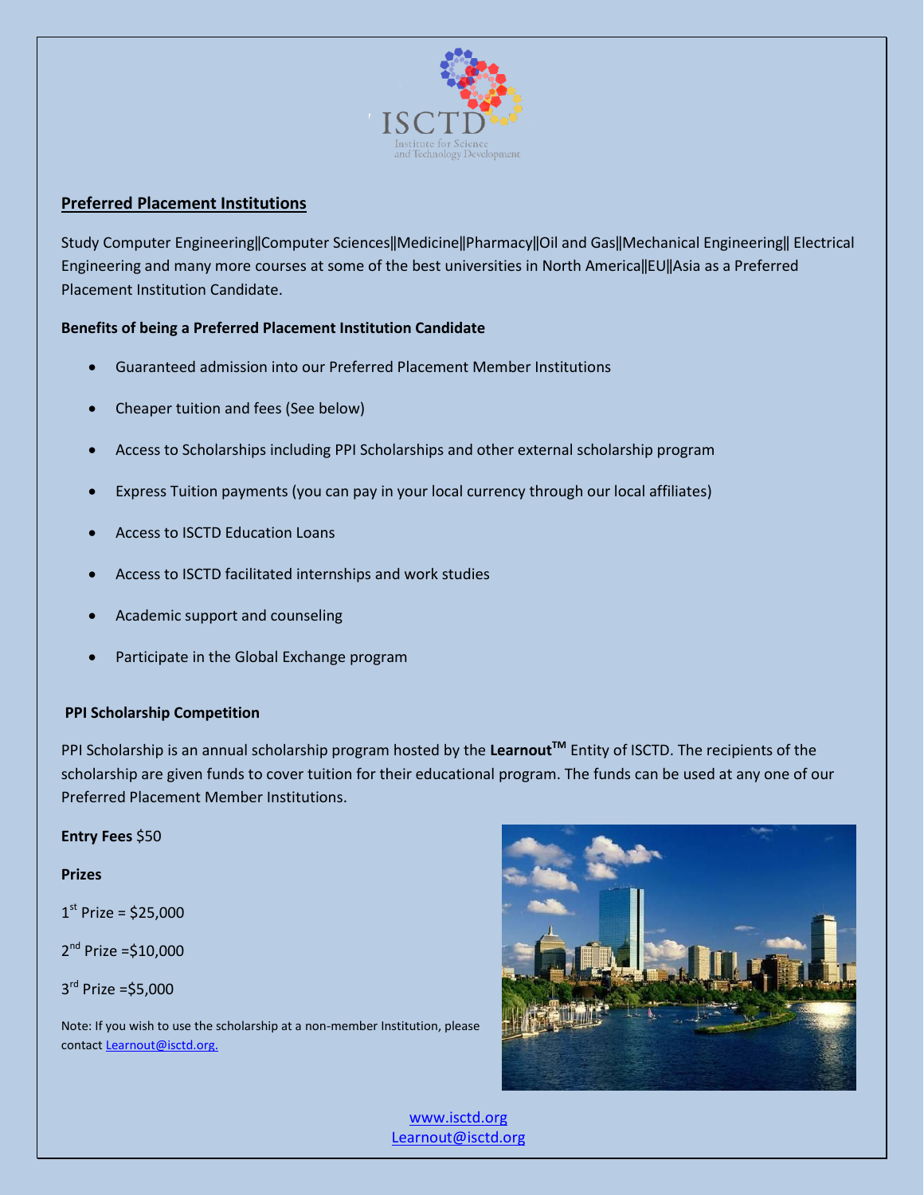ISCTD
Institute for Science and Technology Development

## Preferred Placement Institutions

Study Computer Engineering||Computer Sciences||Medicine||Pharmacy||Oil and Gas||Mechanical Engineering|| Electrical Engineering and many more courses at some of the best universities in North America||EU||Asia as a Preferred Placement Institution Candidate.

**Benefits of being a Preferred Placement Institution Candidate**

- Guaranteed admission into our Preferred Placement Member Institutions
- Cheaper tuition and fees (See below)
- Access to Scholarships including PPI Scholarships and other external scholarship program
- Express Tuition payments (you can pay in your local currency through our local affiliates)
- Access to ISCTD Education Loans
- Access to ISCTD facilitated internships and work studies
- Academic support and counseling
- Participate in the Global Exchange program

**PPI Scholarship Competition**

PPI Scholarship is an annual scholarship program hosted by the **Learnout™** Entity of ISCTD. The recipients of the scholarship are given funds to cover tuition for their educational program. The funds can be used at any one of our Preferred Placement Member Institutions.

**Entry Fees** $50

**Prizes**

1st Prize = $25,000

2nd Prize =$10,000

3rd Prize =$5,000

Note: If you wish to use the scholarship at a non-member Institution, please contact Learnout@isctd.org.

www.isctd.org
Learnout@isctd.org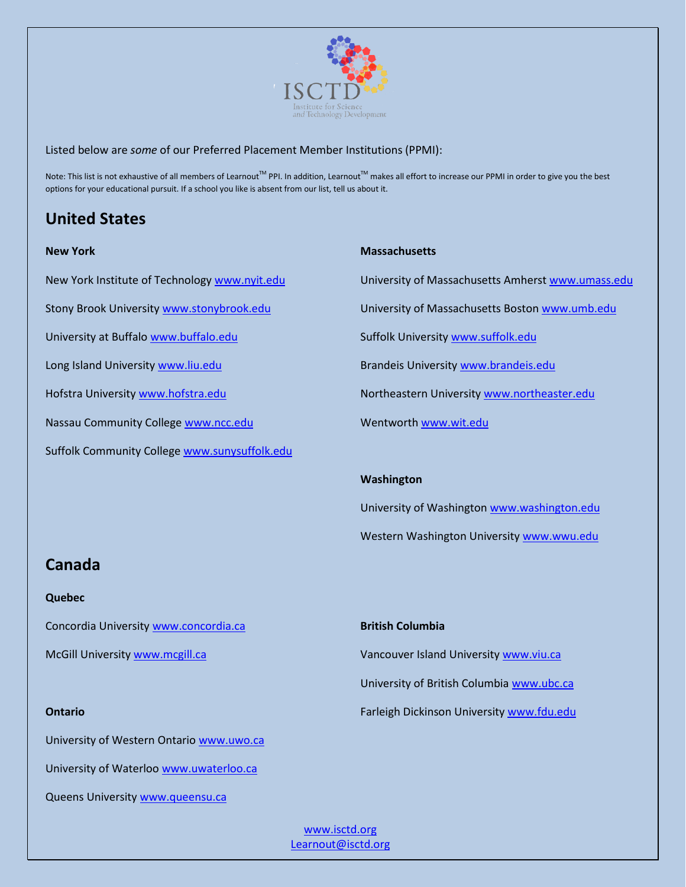ISCTD

Institute for Science and Technology Development

Listed below are *some* of our Preferred Placement Member Institutions (PPMI):

Note: This list is not exhaustive of all members of Learnout™ PPI. In addition, Learnout™ makes all effort to increase our PPMI in order to give you the best options for your educational pursuit. If a school you like is absent from our list, tell us about it.

## United States

**New York**

New York Institute of Technology www.nyit.edu

Stony Brook University www.stonybrook.edu

University at Buffalo www.buffalo.edu

Long Island University www.liu.edu

Hofstra University www.hofstra.edu

Nassau Community College www.ncc.edu

Suffolk Community College www.sunysuffolk.edu

**Massachusetts**

University of Massachusetts Amherst www.umass.edu

University of Massachusetts Boston www.umb.edu

Suffolk University www.suffolk.edu

Brandeis University www.brandeis.edu

Northeastern University www.northeaster.edu

Wentworth www.wit.edu

**Washington**

University of Washington www.washington.edu

Western Washington University www.wwu.edu

## Canada

**Quebec**

Concordia University www.concordia.ca

McGill University www.mcgill.ca

**Ontario**

University of Western Ontario www.uwo.ca

University of Waterloo www.uwaterloo.ca

Queens University www.queensu.ca

**British Columbia**

Vancouver Island University www.viu.ca

University of British Columbia www.ubc.ca

Farleigh Dickinson University www.fdu.edu

www.isctd.org
Learnout@isctd.org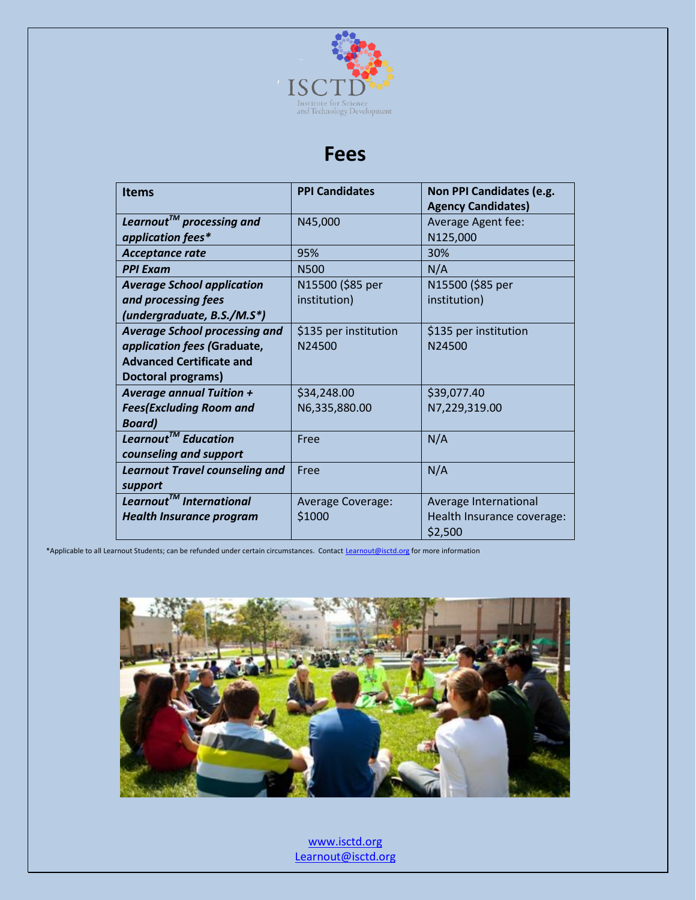# Fees

| Items | PPI Candidates | Non PPI Candidates (e.g. Agency Candidates) |
| --- | --- | --- |
| ***Learnout™ processing and application fees**** | N45,000 | Average Agent fee: N125,000 |
| ***Acceptance rate*** | 95% | 30% |
| ***PPI Exam*** | N500 | N/A |
| ***Average School application and processing fees (undergraduate, B.S./M.S*)*** | N15500 ($85 per institution) | N15500 ($85 per institution) |
| ***Average School processing and application fees* (Graduate, Advanced Certificate and Doctoral programs)** | $135 per institution N24500 | $135 per institution N24500 |
| ***Average annual Tuition + Fees(Excluding Room and Board)*** | $34,248.00 N6,335,880.00 | $39,077.40 N7,229,319.00 |
| ***Learnout™ Education counseling and support*** | Free | N/A |
| ***Learnout Travel counseling and support*** | Free | N/A |
| ***Learnout™ International Health Insurance program*** | Average Coverage: $1000 | Average International Health Insurance coverage: $2,500 |

*Applicable to all Learnout Students; can be refunded under certain circumstances. Contact Learnout@isctd.org for more information

www.isctd.org
Learnout@isctd.org